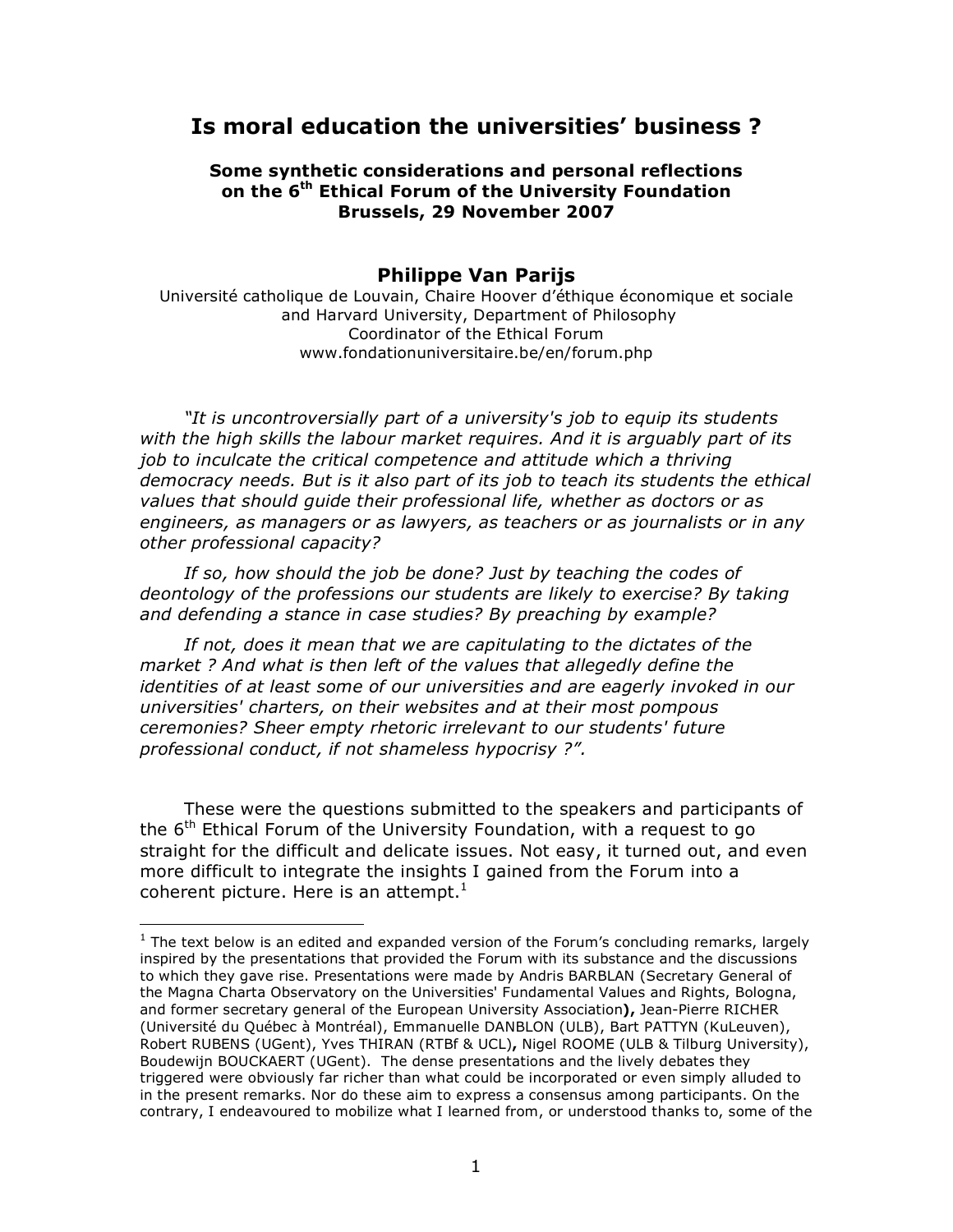# Is moral education the universities' business ?

**Some synthetic considerations and personal reflections on the 6th Ethical Forum of the University Foundation Brussels, 29 November 2007**

## Philippe Van Parijs

Université catholique de Louvain, Chaire Hoover d'éthique économique et sociale and Harvard University, Department of Philosophy
Coordinator of the Ethical Forum
www.fondationuniversitaire.be/en/forum.php

*"It is uncontroversially part of a university's job to equip its students with the high skills the labour market requires. And it is arguably part of its job to inculcate the critical competence and attitude which a thriving democracy needs. But is it also part of its job to teach its students the ethical values that should guide their professional life, whether as doctors or as engineers, as managers or as lawyers, as teachers or as journalists or in any other professional capacity?*

*If so, how should the job be done? Just by teaching the codes of deontology of the professions our students are likely to exercise? By taking and defending a stance in case studies? By preaching by example?*

*If not, does it mean that we are capitulating to the dictates of the market ? And what is then left of the values that allegedly define the identities of at least some of our universities and are eagerly invoked in our universities' charters, on their websites and at their most pompous ceremonies? Sheer empty rhetoric irrelevant to our students' future professional conduct, if not shameless hypocrisy ?".*

These were the questions submitted to the speakers and participants of the 6th Ethical Forum of the University Foundation, with a request to go straight for the difficult and delicate issues. Not easy, it turned out, and even more difficult to integrate the insights I gained from the Forum into a coherent picture. Here is an attempt.[1]

---

[1] The text below is an edited and expanded version of the Forum's concluding remarks, largely inspired by the presentations that provided the Forum with its substance and the discussions to which they gave rise. Presentations were made by Andris BARBLAN (Secretary General of the Magna Charta Observatory on the Universities' Fundamental Values and Rights, Bologna, and former secretary general of the European University Association**),** Jean-Pierre RICHER (Université du Québec à Montréal), Emmanuelle DANBLON (ULB), Bart PATTYN (KuLeuven), Robert RUBENS (UGent), Yves THIRAN (RTBf & UCL)**,** Nigel ROOME (ULB & Tilburg University), Boudewijn BOUCKAERT (UGent). The dense presentations and the lively debates they triggered were obviously far richer than what could be incorporated or even simply alluded to in the present remarks. Nor do these aim to express a consensus among participants. On the contrary, I endeavoured to mobilize what I learned from, or understood thanks to, some of the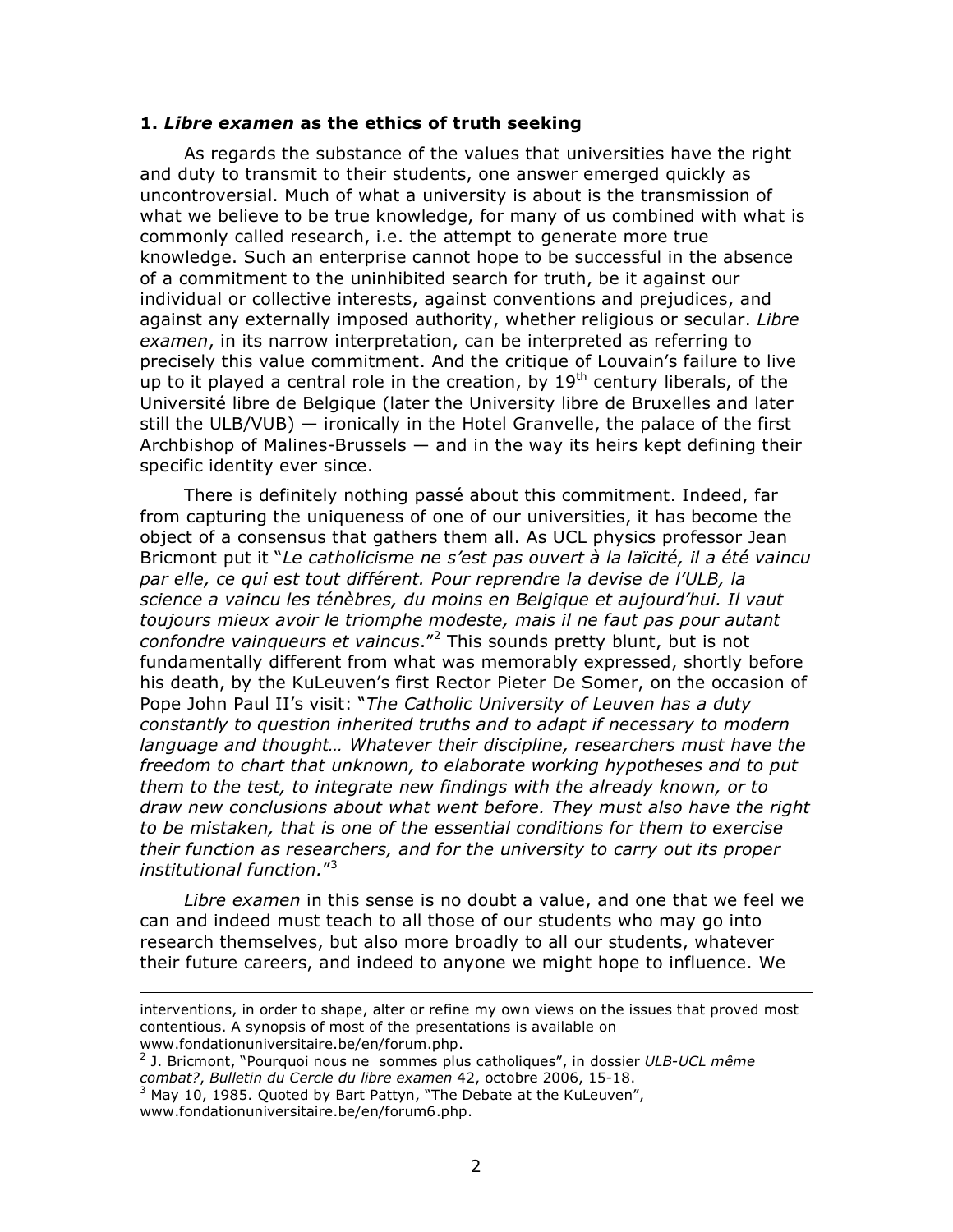### 1. *Libre examen* as the ethics of truth seeking

As regards the substance of the values that universities have the right and duty to transmit to their students, one answer emerged quickly as uncontroversial. Much of what a university is about is the transmission of what we believe to be true knowledge, for many of us combined with what is commonly called research, i.e. the attempt to generate more true knowledge. Such an enterprise cannot hope to be successful in the absence of a commitment to the uninhibited search for truth, be it against our individual or collective interests, against conventions and prejudices, and against any externally imposed authority, whether religious or secular. *Libre examen*, in its narrow interpretation, can be interpreted as referring to precisely this value commitment. And the critique of Louvain's failure to live up to it played a central role in the creation, by 19th century liberals, of the Université libre de Belgique (later the University libre de Bruxelles and later still the ULB/VUB) — ironically in the Hotel Granvelle, the palace of the first Archbishop of Malines-Brussels — and in the way its heirs kept defining their specific identity ever since.

There is definitely nothing passé about this commitment. Indeed, far from capturing the uniqueness of one of our universities, it has become the object of a consensus that gathers them all. As UCL physics professor Jean Bricmont put it "*Le catholicisme ne s'est pas ouvert à la laïcité, il a été vaincu par elle, ce qui est tout différent. Pour reprendre la devise de l'ULB, la science a vaincu les ténèbres, du moins en Belgique et aujourd'hui. Il vaut toujours mieux avoir le triomphe modeste, mais il ne faut pas pour autant confondre vainqueurs et vaincus*."[2] This sounds pretty blunt, but is not fundamentally different from what was memorably expressed, shortly before his death, by the KuLeuven's first Rector Pieter De Somer, on the occasion of Pope John Paul II's visit: "*The Catholic University of Leuven has a duty constantly to question inherited truths and to adapt if necessary to modern language and thought… Whatever their discipline, researchers must have the freedom to chart that unknown, to elaborate working hypotheses and to put them to the test, to integrate new findings with the already known, or to draw new conclusions about what went before. They must also have the right to be mistaken, that is one of the essential conditions for them to exercise their function as researchers, and for the university to carry out its proper institutional function.*"[3]

*Libre examen* in this sense is no doubt a value, and one that we feel we can and indeed must teach to all those of our students who may go into research themselves, but also more broadly to all our students, whatever their future careers, and indeed to anyone we might hope to influence. We

---

interventions, in order to shape, alter or refine my own views on the issues that proved most contentious. A synopsis of most of the presentations is available on www.fondationuniversitaire.be/en/forum.php.

[2] J. Bricmont, "Pourquoi nous ne sommes plus catholiques", in dossier *ULB-UCL même combat?*, *Bulletin du Cercle du libre examen* 42, octobre 2006, 15-18.

[3] May 10, 1985. Quoted by Bart Pattyn, "The Debate at the KuLeuven", www.fondationuniversitaire.be/en/forum6.php.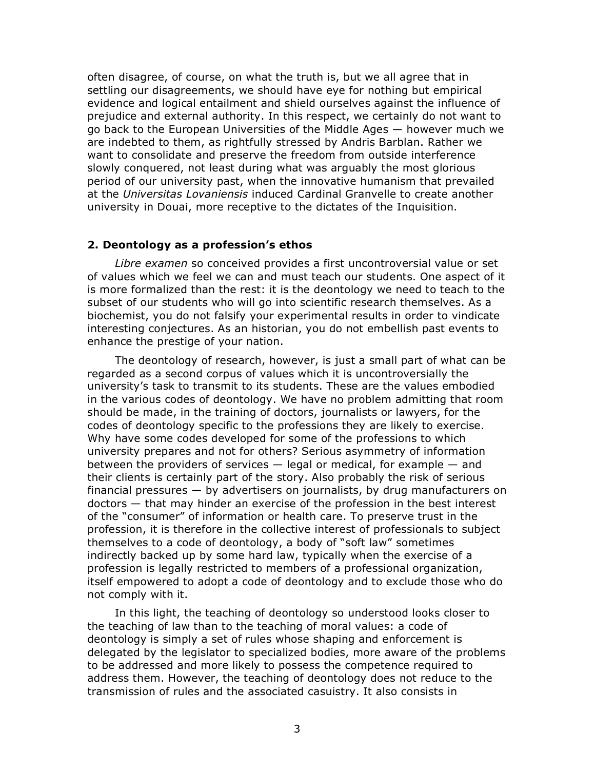often disagree, of course, on what the truth is, but we all agree that in settling our disagreements, we should have eye for nothing but empirical evidence and logical entailment and shield ourselves against the influence of prejudice and external authority. In this respect, we certainly do not want to go back to the European Universities of the Middle Ages — however much we are indebted to them, as rightfully stressed by Andris Barblan. Rather we want to consolidate and preserve the freedom from outside interference slowly conquered, not least during what was arguably the most glorious period of our university past, when the innovative humanism that prevailed at the *Universitas Lovaniensis* induced Cardinal Granvelle to create another university in Douai, more receptive to the dictates of the Inquisition.

## 2. Deontology as a profession's ethos

*Libre examen* so conceived provides a first uncontroversial value or set of values which we feel we can and must teach our students. One aspect of it is more formalized than the rest: it is the deontology we need to teach to the subset of our students who will go into scientific research themselves. As a biochemist, you do not falsify your experimental results in order to vindicate interesting conjectures. As an historian, you do not embellish past events to enhance the prestige of your nation.

The deontology of research, however, is just a small part of what can be regarded as a second corpus of values which it is uncontroversially the university's task to transmit to its students. These are the values embodied in the various codes of deontology. We have no problem admitting that room should be made, in the training of doctors, journalists or lawyers, for the codes of deontology specific to the professions they are likely to exercise. Why have some codes developed for some of the professions to which university prepares and not for others? Serious asymmetry of information between the providers of services — legal or medical, for example — and their clients is certainly part of the story. Also probably the risk of serious financial pressures — by advertisers on journalists, by drug manufacturers on doctors — that may hinder an exercise of the profession in the best interest of the "consumer" of information or health care. To preserve trust in the profession, it is therefore in the collective interest of professionals to subject themselves to a code of deontology, a body of "soft law" sometimes indirectly backed up by some hard law, typically when the exercise of a profession is legally restricted to members of a professional organization, itself empowered to adopt a code of deontology and to exclude those who do not comply with it.

In this light, the teaching of deontology so understood looks closer to the teaching of law than to the teaching of moral values: a code of deontology is simply a set of rules whose shaping and enforcement is delegated by the legislator to specialized bodies, more aware of the problems to be addressed and more likely to possess the competence required to address them. However, the teaching of deontology does not reduce to the transmission of rules and the associated casuistry. It also consists in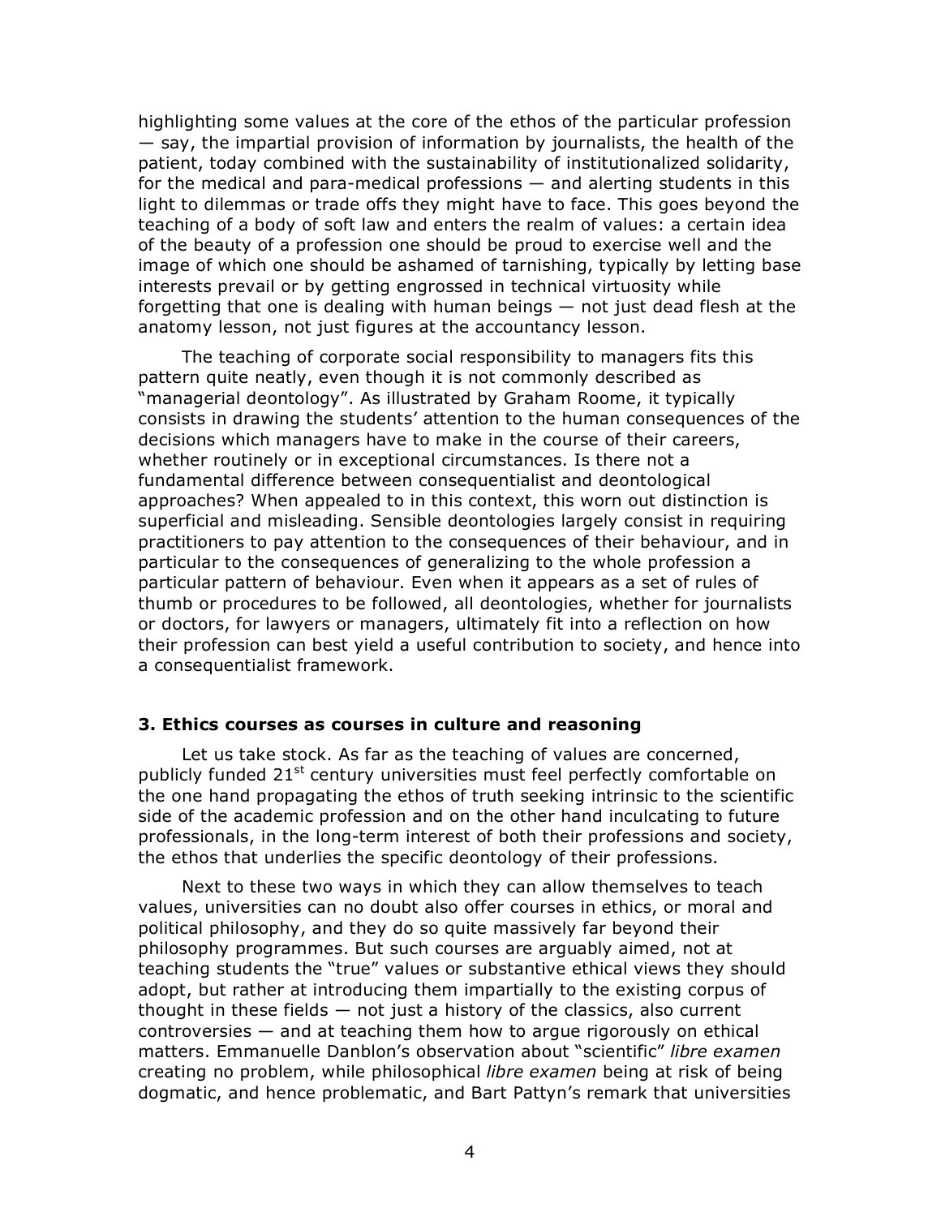highlighting some values at the core of the ethos of the particular profession — say, the impartial provision of information by journalists, the health of the patient, today combined with the sustainability of institutionalized solidarity, for the medical and para-medical professions — and alerting students in this light to dilemmas or trade offs they might have to face. This goes beyond the teaching of a body of soft law and enters the realm of values: a certain idea of the beauty of a profession one should be proud to exercise well and the image of which one should be ashamed of tarnishing, typically by letting base interests prevail or by getting engrossed in technical virtuosity while forgetting that one is dealing with human beings — not just dead flesh at the anatomy lesson, not just figures at the accountancy lesson.

The teaching of corporate social responsibility to managers fits this pattern quite neatly, even though it is not commonly described as "managerial deontology". As illustrated by Graham Roome, it typically consists in drawing the students' attention to the human consequences of the decisions which managers have to make in the course of their careers, whether routinely or in exceptional circumstances. Is there not a fundamental difference between consequentialist and deontological approaches? When appealed to in this context, this worn out distinction is superficial and misleading. Sensible deontologies largely consist in requiring practitioners to pay attention to the consequences of their behaviour, and in particular to the consequences of generalizing to the whole profession a particular pattern of behaviour. Even when it appears as a set of rules of thumb or procedures to be followed, all deontologies, whether for journalists or doctors, for lawyers or managers, ultimately fit into a reflection on how their profession can best yield a useful contribution to society, and hence into a consequentialist framework.

### 3. Ethics courses as courses in culture and reasoning

Let us take stock. As far as the teaching of values are concerned, publicly funded 21st century universities must feel perfectly comfortable on the one hand propagating the ethos of truth seeking intrinsic to the scientific side of the academic profession and on the other hand inculcating to future professionals, in the long-term interest of both their professions and society, the ethos that underlies the specific deontology of their professions.

Next to these two ways in which they can allow themselves to teach values, universities can no doubt also offer courses in ethics, or moral and political philosophy, and they do so quite massively far beyond their philosophy programmes. But such courses are arguably aimed, not at teaching students the "true" values or substantive ethical views they should adopt, but rather at introducing them impartially to the existing corpus of thought in these fields — not just a history of the classics, also current controversies — and at teaching them how to argue rigorously on ethical matters. Emmanuelle Danblon's observation about "scientific" *libre examen* creating no problem, while philosophical *libre examen* being at risk of being dogmatic, and hence problematic, and Bart Pattyn's remark that universities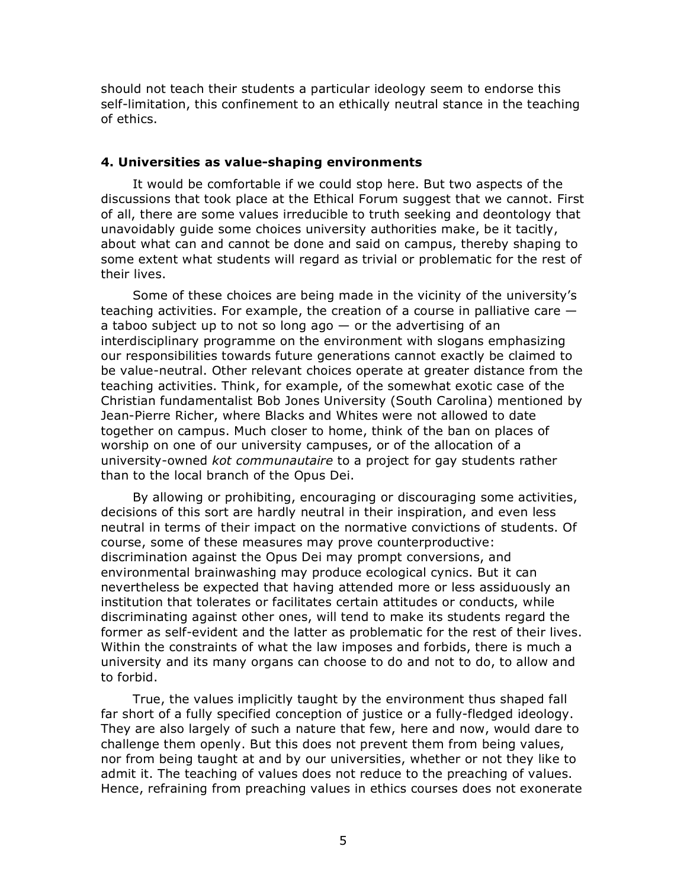should not teach their students a particular ideology seem to endorse this self-limitation, this confinement to an ethically neutral stance in the teaching of ethics.

### 4. Universities as value-shaping environments

It would be comfortable if we could stop here. But two aspects of the discussions that took place at the Ethical Forum suggest that we cannot. First of all, there are some values irreducible to truth seeking and deontology that unavoidably guide some choices university authorities make, be it tacitly, about what can and cannot be done and said on campus, thereby shaping to some extent what students will regard as trivial or problematic for the rest of their lives.

Some of these choices are being made in the vicinity of the university's teaching activities. For example, the creation of a course in palliative care — a taboo subject up to not so long ago — or the advertising of an interdisciplinary programme on the environment with slogans emphasizing our responsibilities towards future generations cannot exactly be claimed to be value-neutral. Other relevant choices operate at greater distance from the teaching activities. Think, for example, of the somewhat exotic case of the Christian fundamentalist Bob Jones University (South Carolina) mentioned by Jean-Pierre Richer, where Blacks and Whites were not allowed to date together on campus. Much closer to home, think of the ban on places of worship on one of our university campuses, or of the allocation of a university-owned *kot communautaire* to a project for gay students rather than to the local branch of the Opus Dei.

By allowing or prohibiting, encouraging or discouraging some activities, decisions of this sort are hardly neutral in their inspiration, and even less neutral in terms of their impact on the normative convictions of students. Of course, some of these measures may prove counterproductive: discrimination against the Opus Dei may prompt conversions, and environmental brainwashing may produce ecological cynics. But it can nevertheless be expected that having attended more or less assiduously an institution that tolerates or facilitates certain attitudes or conducts, while discriminating against other ones, will tend to make its students regard the former as self-evident and the latter as problematic for the rest of their lives. Within the constraints of what the law imposes and forbids, there is much a university and its many organs can choose to do and not to do, to allow and to forbid.

True, the values implicitly taught by the environment thus shaped fall far short of a fully specified conception of justice or a fully-fledged ideology. They are also largely of such a nature that few, here and now, would dare to challenge them openly. But this does not prevent them from being values, nor from being taught at and by our universities, whether or not they like to admit it. The teaching of values does not reduce to the preaching of values. Hence, refraining from preaching values in ethics courses does not exonerate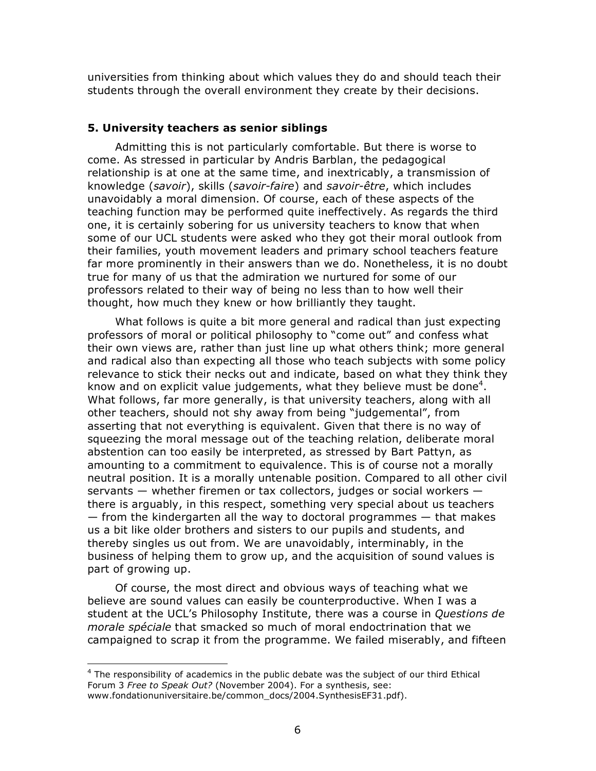universities from thinking about which values they do and should teach their students through the overall environment they create by their decisions.

### 5. University teachers as senior siblings

Admitting this is not particularly comfortable. But there is worse to come. As stressed in particular by Andris Barblan, the pedagogical relationship is at one at the same time, and inextricably, a transmission of knowledge (*savoir*), skills (*savoir-faire*) and *savoir-être*, which includes unavoidably a moral dimension. Of course, each of these aspects of the teaching function may be performed quite ineffectively. As regards the third one, it is certainly sobering for us university teachers to know that when some of our UCL students were asked who they got their moral outlook from their families, youth movement leaders and primary school teachers feature far more prominently in their answers than we do. Nonetheless, it is no doubt true for many of us that the admiration we nurtured for some of our professors related to their way of being no less than to how well their thought, how much they knew or how brilliantly they taught.

What follows is quite a bit more general and radical than just expecting professors of moral or political philosophy to "come out" and confess what their own views are, rather than just line up what others think; more general and radical also than expecting all those who teach subjects with some policy relevance to stick their necks out and indicate, based on what they think they know and on explicit value judgements, what they believe must be done[4]. What follows, far more generally, is that university teachers, along with all other teachers, should not shy away from being "judgemental", from asserting that not everything is equivalent. Given that there is no way of squeezing the moral message out of the teaching relation, deliberate moral abstention can too easily be interpreted, as stressed by Bart Pattyn, as amounting to a commitment to equivalence. This is of course not a morally neutral position. It is a morally untenable position. Compared to all other civil servants — whether firemen or tax collectors, judges or social workers — there is arguably, in this respect, something very special about us teachers — from the kindergarten all the way to doctoral programmes — that makes us a bit like older brothers and sisters to our pupils and students, and thereby singles us out from. We are unavoidably, interminably, in the business of helping them to grow up, and the acquisition of sound values is part of growing up.

Of course, the most direct and obvious ways of teaching what we believe are sound values can easily be counterproductive. When I was a student at the UCL's Philosophy Institute, there was a course in *Questions de morale spéciale* that smacked so much of moral endoctrination that we campaigned to scrap it from the programme. We failed miserably, and fifteen

---

[4] The responsibility of academics in the public debate was the subject of our third Ethical Forum 3 *Free to Speak Out?* (November 2004). For a synthesis, see: www.fondationuniversitaire.be/common_docs/2004.SynthesisEF31.pdf).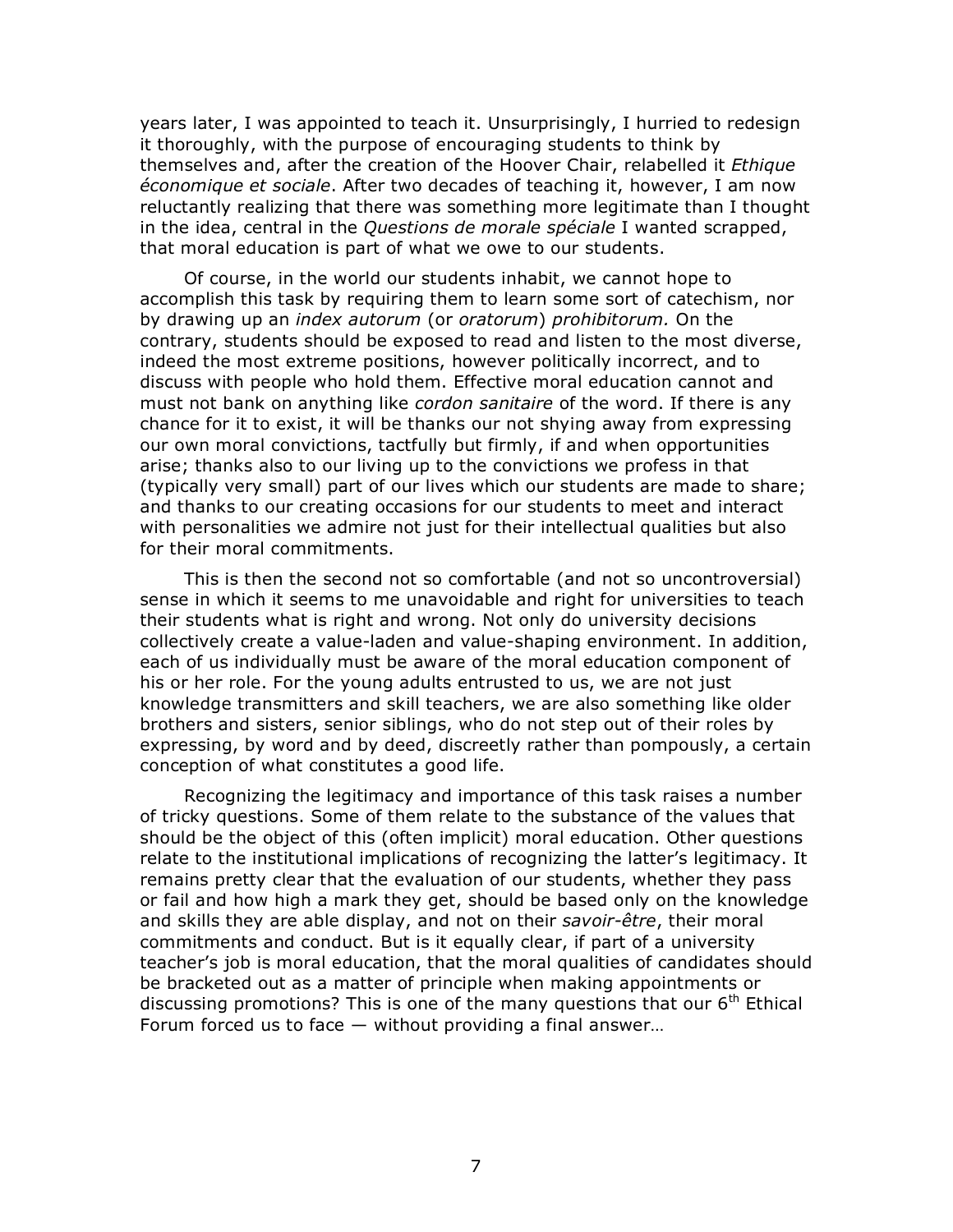years later, I was appointed to teach it. Unsurprisingly, I hurried to redesign it thoroughly, with the purpose of encouraging students to think by themselves and, after the creation of the Hoover Chair, relabelled it *Ethique économique et sociale*. After two decades of teaching it, however, I am now reluctantly realizing that there was something more legitimate than I thought in the idea, central in the *Questions de morale spéciale* I wanted scrapped, that moral education is part of what we owe to our students.

Of course, in the world our students inhabit, we cannot hope to accomplish this task by requiring them to learn some sort of catechism, nor by drawing up an *index autorum* (or *oratorum*) *prohibitorum.* On the contrary, students should be exposed to read and listen to the most diverse, indeed the most extreme positions, however politically incorrect, and to discuss with people who hold them. Effective moral education cannot and must not bank on anything like *cordon sanitaire* of the word. If there is any chance for it to exist, it will be thanks our not shying away from expressing our own moral convictions, tactfully but firmly, if and when opportunities arise; thanks also to our living up to the convictions we profess in that (typically very small) part of our lives which our students are made to share; and thanks to our creating occasions for our students to meet and interact with personalities we admire not just for their intellectual qualities but also for their moral commitments.

This is then the second not so comfortable (and not so uncontroversial) sense in which it seems to me unavoidable and right for universities to teach their students what is right and wrong. Not only do university decisions collectively create a value-laden and value-shaping environment. In addition, each of us individually must be aware of the moral education component of his or her role. For the young adults entrusted to us, we are not just knowledge transmitters and skill teachers, we are also something like older brothers and sisters, senior siblings, who do not step out of their roles by expressing, by word and by deed, discreetly rather than pompously, a certain conception of what constitutes a good life.

Recognizing the legitimacy and importance of this task raises a number of tricky questions. Some of them relate to the substance of the values that should be the object of this (often implicit) moral education. Other questions relate to the institutional implications of recognizing the latter's legitimacy. It remains pretty clear that the evaluation of our students, whether they pass or fail and how high a mark they get, should be based only on the knowledge and skills they are able display, and not on their *savoir-être*, their moral commitments and conduct. But is it equally clear, if part of a university teacher's job is moral education, that the moral qualities of candidates should be bracketed out as a matter of principle when making appointments or discussing promotions? This is one of the many questions that our 6th Ethical Forum forced us to face — without providing a final answer…